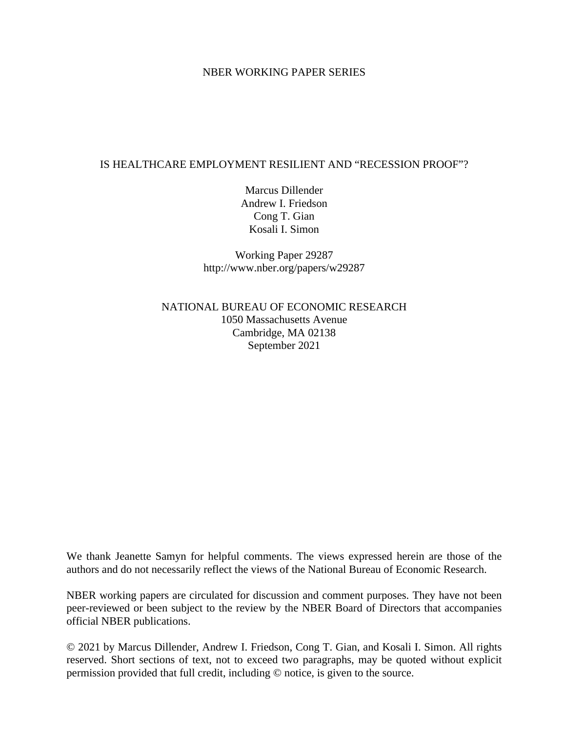NBER WORKING PAPER SERIES

# IS HEALTHCARE EMPLOYMENT RESILIENT AND "RECESSION PROOF"?

Marcus Dillender
Andrew I. Friedson
Cong T. Gian
Kosali I. Simon

Working Paper 29287
http://www.nber.org/papers/w29287

NATIONAL BUREAU OF ECONOMIC RESEARCH
1050 Massachusetts Avenue
Cambridge, MA 02138
September 2021

We thank Jeanette Samyn for helpful comments. The views expressed herein are those of the authors and do not necessarily reflect the views of the National Bureau of Economic Research.

NBER working papers are circulated for discussion and comment purposes. They have not been peer-reviewed or been subject to the review by the NBER Board of Directors that accompanies official NBER publications.

© 2021 by Marcus Dillender, Andrew I. Friedson, Cong T. Gian, and Kosali I. Simon. All rights reserved. Short sections of text, not to exceed two paragraphs, may be quoted without explicit permission provided that full credit, including © notice, is given to the source.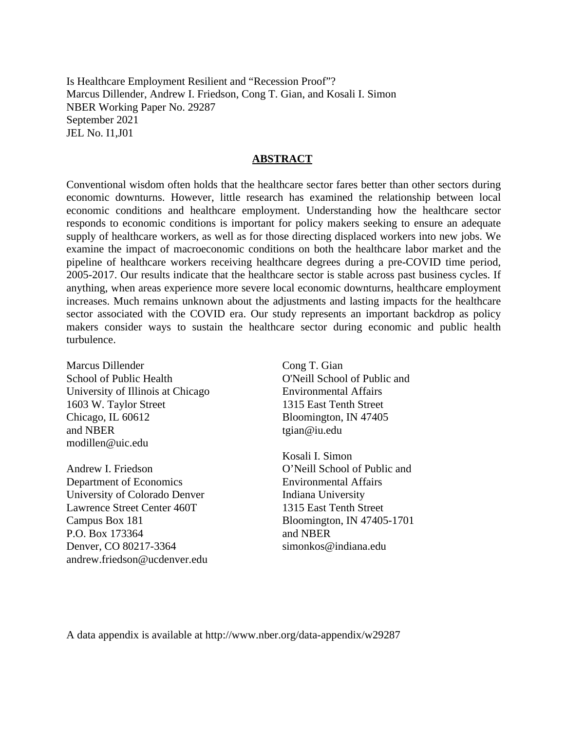Is Healthcare Employment Resilient and "Recession Proof"?
Marcus Dillender, Andrew I. Friedson, Cong T. Gian, and Kosali I. Simon
NBER Working Paper No. 29287
September 2021
JEL No. I1,J01

## ABSTRACT

Conventional wisdom often holds that the healthcare sector fares better than other sectors during economic downturns. However, little research has examined the relationship between local economic conditions and healthcare employment. Understanding how the healthcare sector responds to economic conditions is important for policy makers seeking to ensure an adequate supply of healthcare workers, as well as for those directing displaced workers into new jobs. We examine the impact of macroeconomic conditions on both the healthcare labor market and the pipeline of healthcare workers receiving healthcare degrees during a pre-COVID time period, 2005-2017. Our results indicate that the healthcare sector is stable across past business cycles. If anything, when areas experience more severe local economic downturns, healthcare employment increases. Much remains unknown about the adjustments and lasting impacts for the healthcare sector associated with the COVID era. Our study represents an important backdrop as policy makers consider ways to sustain the healthcare sector during economic and public health turbulence.

Marcus Dillender
School of Public Health
University of Illinois at Chicago
1603 W. Taylor Street
Chicago, IL 60612
and NBER
modillen@uic.edu

Andrew I. Friedson
Department of Economics
University of Colorado Denver
Lawrence Street Center 460T
Campus Box 181
P.O. Box 173364
Denver, CO 80217-3364
andrew.friedson@ucdenver.edu

Cong T. Gian
O'Neill School of Public and
Environmental Affairs
1315 East Tenth Street
Bloomington, IN 47405
tgian@iu.edu

Kosali I. Simon
O'Neill School of Public and
Environmental Affairs
Indiana University
1315 East Tenth Street
Bloomington, IN 47405-1701
and NBER
simonkos@indiana.edu

A data appendix is available at http://www.nber.org/data-appendix/w29287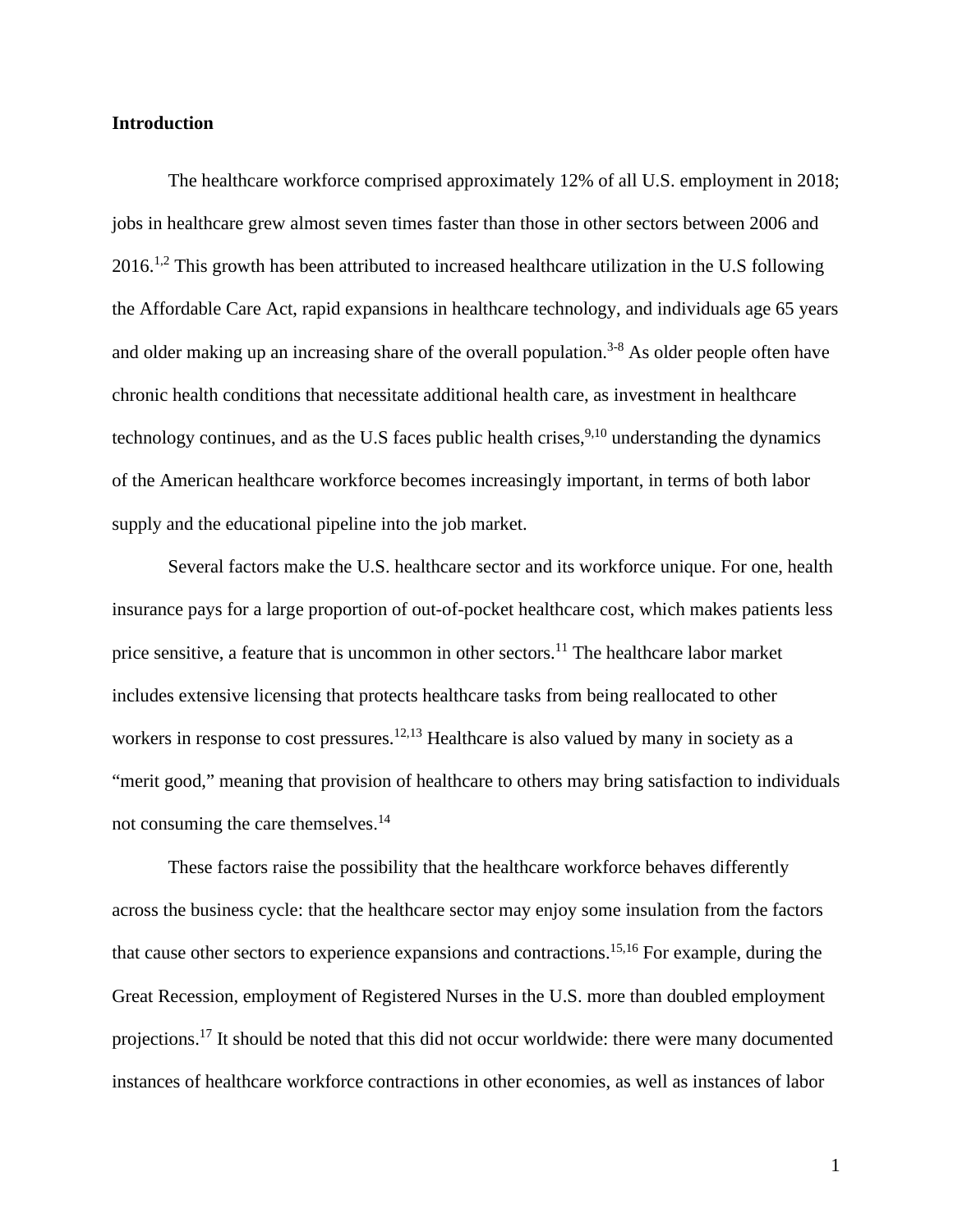## Introduction

The healthcare workforce comprised approximately 12% of all U.S. employment in 2018; jobs in healthcare grew almost seven times faster than those in other sectors between 2006 and 2016.[1,2] This growth has been attributed to increased healthcare utilization in the U.S following the Affordable Care Act, rapid expansions in healthcare technology, and individuals age 65 years and older making up an increasing share of the overall population.[3-8] As older people often have chronic health conditions that necessitate additional health care, as investment in healthcare technology continues, and as the U.S faces public health crises,[9,10] understanding the dynamics of the American healthcare workforce becomes increasingly important, in terms of both labor supply and the educational pipeline into the job market.

Several factors make the U.S. healthcare sector and its workforce unique. For one, health insurance pays for a large proportion of out-of-pocket healthcare cost, which makes patients less price sensitive, a feature that is uncommon in other sectors.[11] The healthcare labor market includes extensive licensing that protects healthcare tasks from being reallocated to other workers in response to cost pressures.[12,13] Healthcare is also valued by many in society as a "merit good," meaning that provision of healthcare to others may bring satisfaction to individuals not consuming the care themselves.[14]

These factors raise the possibility that the healthcare workforce behaves differently across the business cycle: that the healthcare sector may enjoy some insulation from the factors that cause other sectors to experience expansions and contractions.[15,16] For example, during the Great Recession, employment of Registered Nurses in the U.S. more than doubled employment projections.[17] It should be noted that this did not occur worldwide: there were many documented instances of healthcare workforce contractions in other economies, as well as instances of labor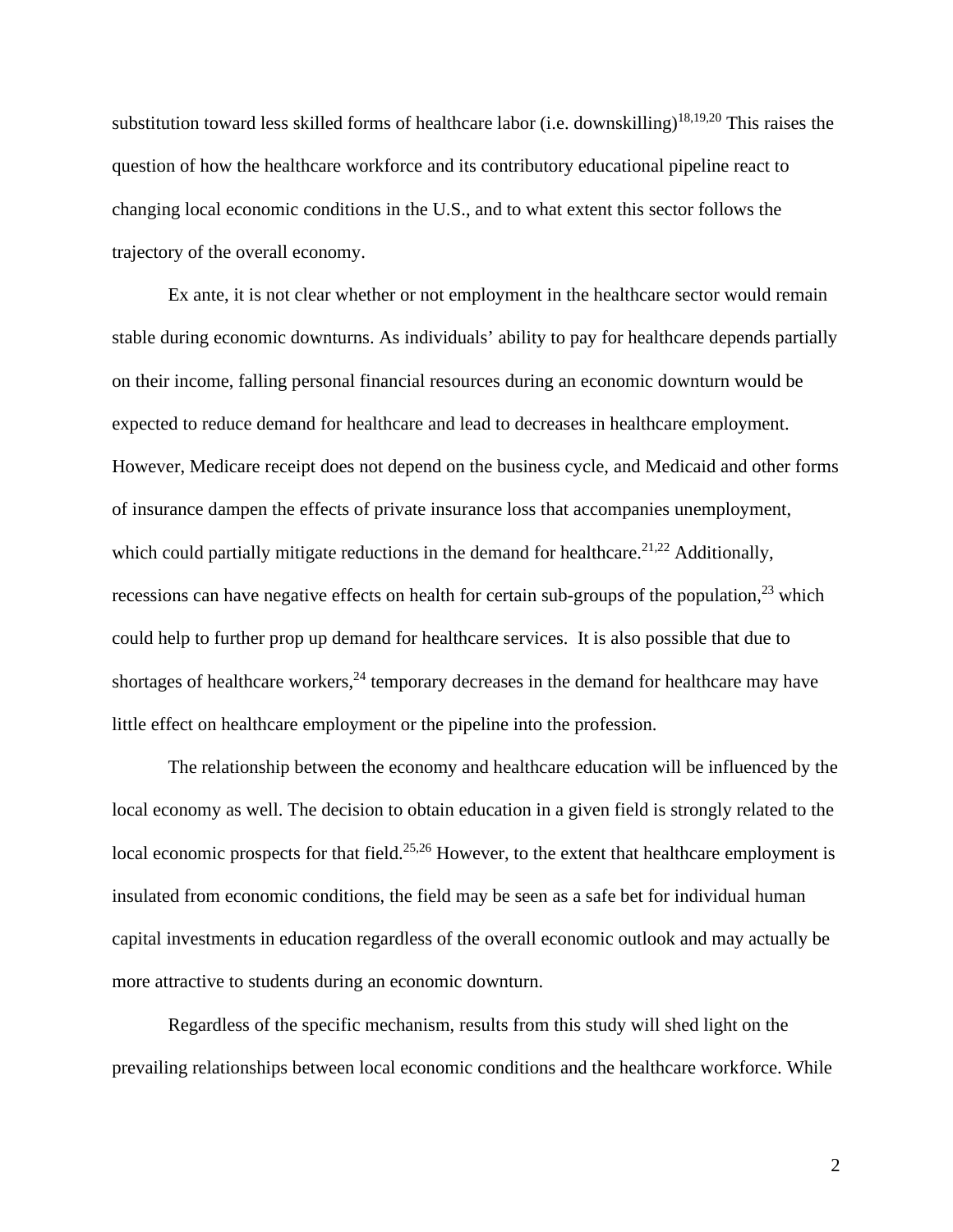substitution toward less skilled forms of healthcare labor (i.e. downskilling)[18,19,20] This raises the question of how the healthcare workforce and its contributory educational pipeline react to changing local economic conditions in the U.S., and to what extent this sector follows the trajectory of the overall economy.

Ex ante, it is not clear whether or not employment in the healthcare sector would remain stable during economic downturns. As individuals' ability to pay for healthcare depends partially on their income, falling personal financial resources during an economic downturn would be expected to reduce demand for healthcare and lead to decreases in healthcare employment. However, Medicare receipt does not depend on the business cycle, and Medicaid and other forms of insurance dampen the effects of private insurance loss that accompanies unemployment, which could partially mitigate reductions in the demand for healthcare.[21,22] Additionally, recessions can have negative effects on health for certain sub-groups of the population,[23] which could help to further prop up demand for healthcare services. It is also possible that due to shortages of healthcare workers,[24] temporary decreases in the demand for healthcare may have little effect on healthcare employment or the pipeline into the profession.

The relationship between the economy and healthcare education will be influenced by the local economy as well. The decision to obtain education in a given field is strongly related to the local economic prospects for that field.[25,26] However, to the extent that healthcare employment is insulated from economic conditions, the field may be seen as a safe bet for individual human capital investments in education regardless of the overall economic outlook and may actually be more attractive to students during an economic downturn.

Regardless of the specific mechanism, results from this study will shed light on the prevailing relationships between local economic conditions and the healthcare workforce. While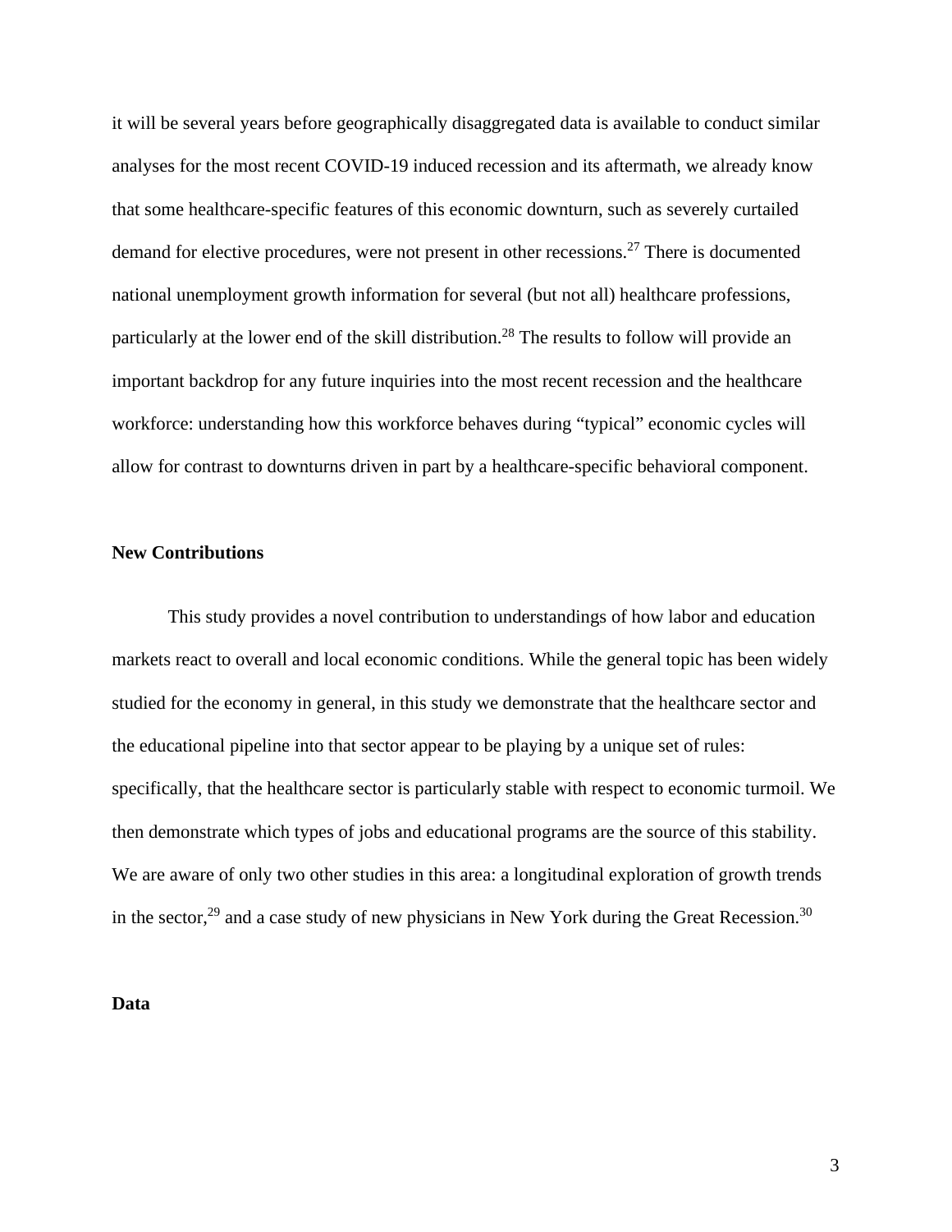it will be several years before geographically disaggregated data is available to conduct similar analyses for the most recent COVID-19 induced recession and its aftermath, we already know that some healthcare-specific features of this economic downturn, such as severely curtailed demand for elective procedures, were not present in other recessions.[27] There is documented national unemployment growth information for several (but not all) healthcare professions, particularly at the lower end of the skill distribution.[28] The results to follow will provide an important backdrop for any future inquiries into the most recent recession and the healthcare workforce: understanding how this workforce behaves during "typical" economic cycles will allow for contrast to downturns driven in part by a healthcare-specific behavioral component.

**New Contributions**

This study provides a novel contribution to understandings of how labor and education markets react to overall and local economic conditions. While the general topic has been widely studied for the economy in general, in this study we demonstrate that the healthcare sector and the educational pipeline into that sector appear to be playing by a unique set of rules: specifically, that the healthcare sector is particularly stable with respect to economic turmoil. We then demonstrate which types of jobs and educational programs are the source of this stability. We are aware of only two other studies in this area: a longitudinal exploration of growth trends in the sector,[29] and a case study of new physicians in New York during the Great Recession.[30]

**Data**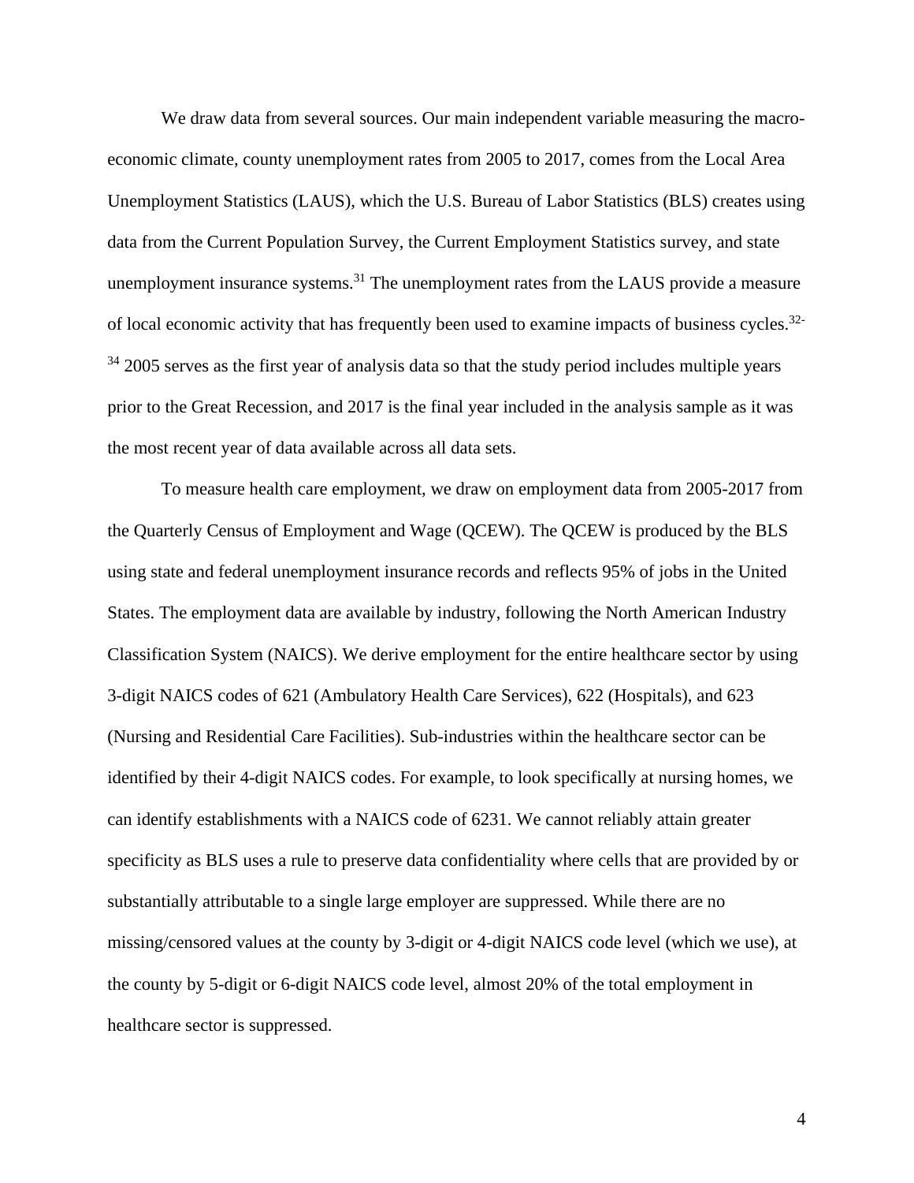We draw data from several sources. Our main independent variable measuring the macro-economic climate, county unemployment rates from 2005 to 2017, comes from the Local Area Unemployment Statistics (LAUS), which the U.S. Bureau of Labor Statistics (BLS) creates using data from the Current Population Survey, the Current Employment Statistics survey, and state unemployment insurance systems.[31] The unemployment rates from the LAUS provide a measure of local economic activity that has frequently been used to examine impacts of business cycles.[32-34] 2005 serves as the first year of analysis data so that the study period includes multiple years prior to the Great Recession, and 2017 is the final year included in the analysis sample as it was the most recent year of data available across all data sets.

To measure health care employment, we draw on employment data from 2005-2017 from the Quarterly Census of Employment and Wage (QCEW). The QCEW is produced by the BLS using state and federal unemployment insurance records and reflects 95% of jobs in the United States. The employment data are available by industry, following the North American Industry Classification System (NAICS). We derive employment for the entire healthcare sector by using 3-digit NAICS codes of 621 (Ambulatory Health Care Services), 622 (Hospitals), and 623 (Nursing and Residential Care Facilities). Sub-industries within the healthcare sector can be identified by their 4-digit NAICS codes. For example, to look specifically at nursing homes, we can identify establishments with a NAICS code of 6231. We cannot reliably attain greater specificity as BLS uses a rule to preserve data confidentiality where cells that are provided by or substantially attributable to a single large employer are suppressed. While there are no missing/censored values at the county by 3-digit or 4-digit NAICS code level (which we use), at the county by 5-digit or 6-digit NAICS code level, almost 20% of the total employment in healthcare sector is suppressed.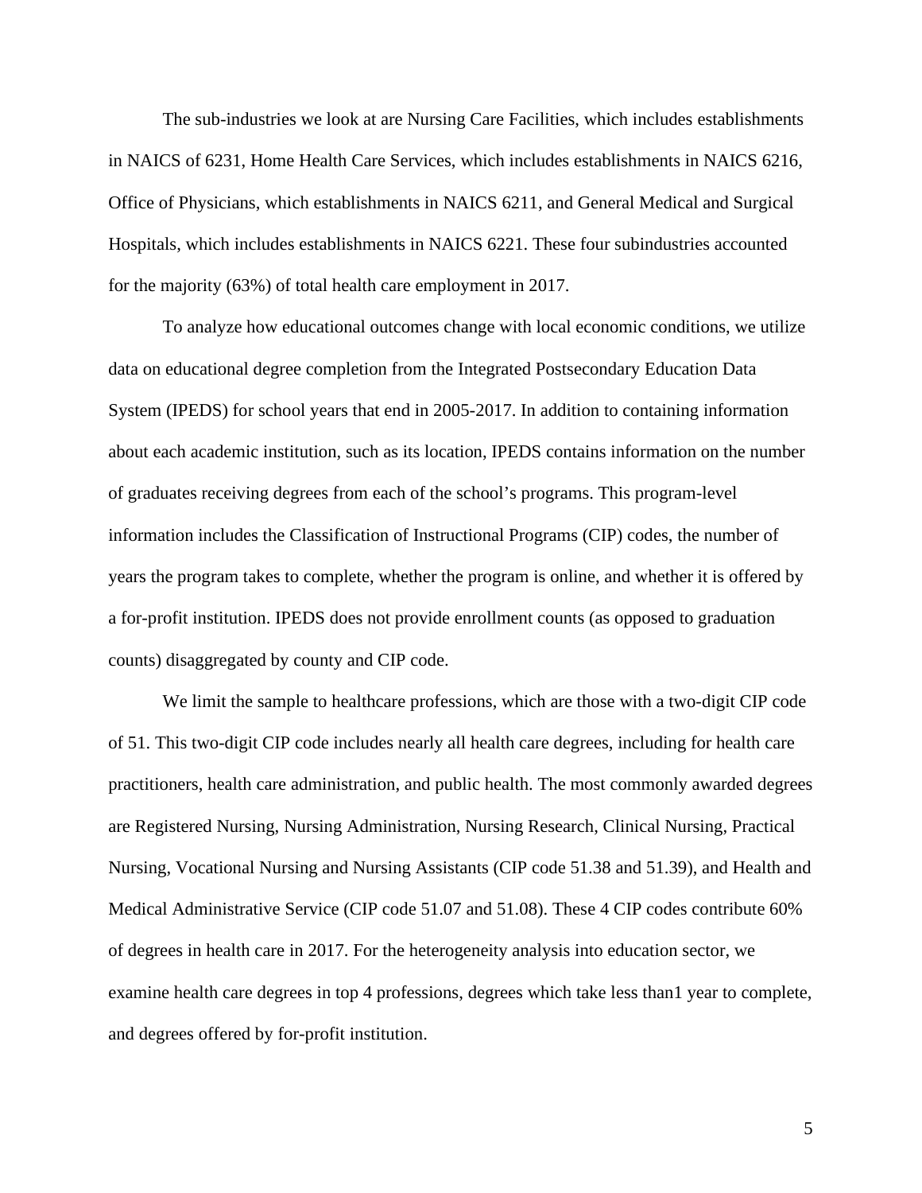The sub-industries we look at are Nursing Care Facilities, which includes establishments in NAICS of 6231, Home Health Care Services, which includes establishments in NAICS 6216, Office of Physicians, which establishments in NAICS 6211, and General Medical and Surgical Hospitals, which includes establishments in NAICS 6221. These four subindustries accounted for the majority (63%) of total health care employment in 2017.

To analyze how educational outcomes change with local economic conditions, we utilize data on educational degree completion from the Integrated Postsecondary Education Data System (IPEDS) for school years that end in 2005-2017. In addition to containing information about each academic institution, such as its location, IPEDS contains information on the number of graduates receiving degrees from each of the school's programs. This program-level information includes the Classification of Instructional Programs (CIP) codes, the number of years the program takes to complete, whether the program is online, and whether it is offered by a for-profit institution. IPEDS does not provide enrollment counts (as opposed to graduation counts) disaggregated by county and CIP code.

We limit the sample to healthcare professions, which are those with a two-digit CIP code of 51. This two-digit CIP code includes nearly all health care degrees, including for health care practitioners, health care administration, and public health. The most commonly awarded degrees are Registered Nursing, Nursing Administration, Nursing Research, Clinical Nursing, Practical Nursing, Vocational Nursing and Nursing Assistants (CIP code 51.38 and 51.39), and Health and Medical Administrative Service (CIP code 51.07 and 51.08). These 4 CIP codes contribute 60% of degrees in health care in 2017. For the heterogeneity analysis into education sector, we examine health care degrees in top 4 professions, degrees which take less than1 year to complete, and degrees offered by for-profit institution.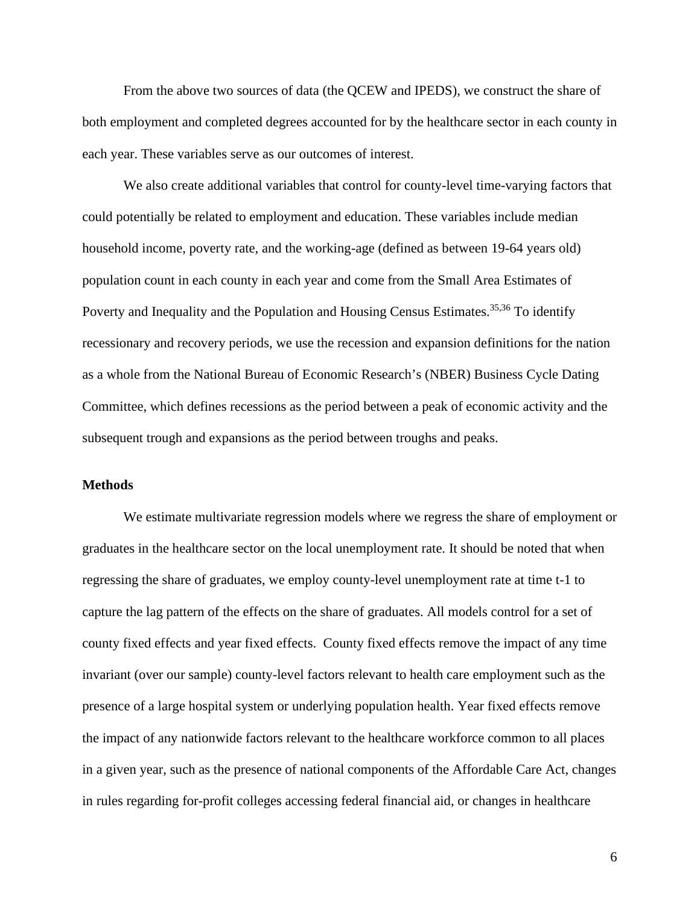From the above two sources of data (the QCEW and IPEDS), we construct the share of both employment and completed degrees accounted for by the healthcare sector in each county in each year. These variables serve as our outcomes of interest.

We also create additional variables that control for county-level time-varying factors that could potentially be related to employment and education. These variables include median household income, poverty rate, and the working-age (defined as between 19-64 years old) population count in each county in each year and come from the Small Area Estimates of Poverty and Inequality and the Population and Housing Census Estimates.[35,36] To identify recessionary and recovery periods, we use the recession and expansion definitions for the nation as a whole from the National Bureau of Economic Research's (NBER) Business Cycle Dating Committee, which defines recessions as the period between a peak of economic activity and the subsequent trough and expansions as the period between troughs and peaks.

**Methods**

We estimate multivariate regression models where we regress the share of employment or graduates in the healthcare sector on the local unemployment rate. It should be noted that when regressing the share of graduates, we employ county-level unemployment rate at time t-1 to capture the lag pattern of the effects on the share of graduates. All models control for a set of county fixed effects and year fixed effects. County fixed effects remove the impact of any time invariant (over our sample) county-level factors relevant to health care employment such as the presence of a large hospital system or underlying population health. Year fixed effects remove the impact of any nationwide factors relevant to the healthcare workforce common to all places in a given year, such as the presence of national components of the Affordable Care Act, changes in rules regarding for-profit colleges accessing federal financial aid, or changes in healthcare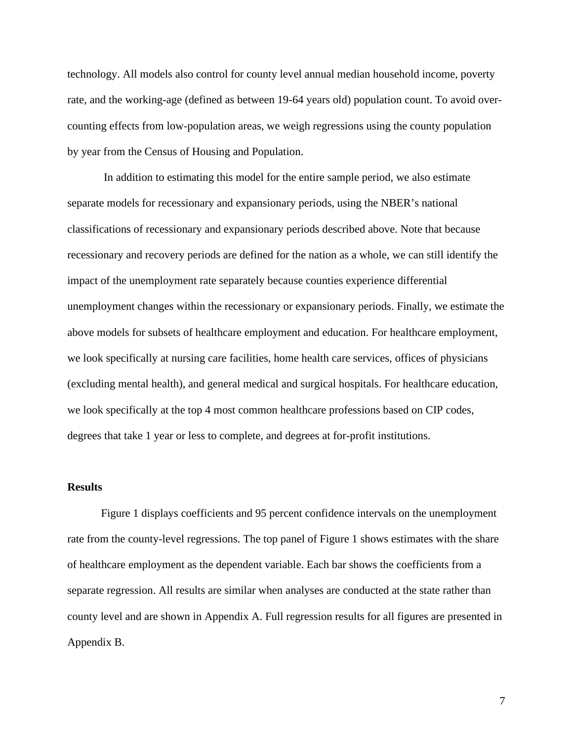technology. All models also control for county level annual median household income, poverty rate, and the working-age (defined as between 19-64 years old) population count. To avoid over-counting effects from low-population areas, we weigh regressions using the county population by year from the Census of Housing and Population.

In addition to estimating this model for the entire sample period, we also estimate separate models for recessionary and expansionary periods, using the NBER's national classifications of recessionary and expansionary periods described above. Note that because recessionary and recovery periods are defined for the nation as a whole, we can still identify the impact of the unemployment rate separately because counties experience differential unemployment changes within the recessionary or expansionary periods. Finally, we estimate the above models for subsets of healthcare employment and education. For healthcare employment, we look specifically at nursing care facilities, home health care services, offices of physicians (excluding mental health), and general medical and surgical hospitals. For healthcare education, we look specifically at the top 4 most common healthcare professions based on CIP codes, degrees that take 1 year or less to complete, and degrees at for-profit institutions.

## Results

Figure 1 displays coefficients and 95 percent confidence intervals on the unemployment rate from the county-level regressions. The top panel of Figure 1 shows estimates with the share of healthcare employment as the dependent variable. Each bar shows the coefficients from a separate regression. All results are similar when analyses are conducted at the state rather than county level and are shown in Appendix A. Full regression results for all figures are presented in Appendix B.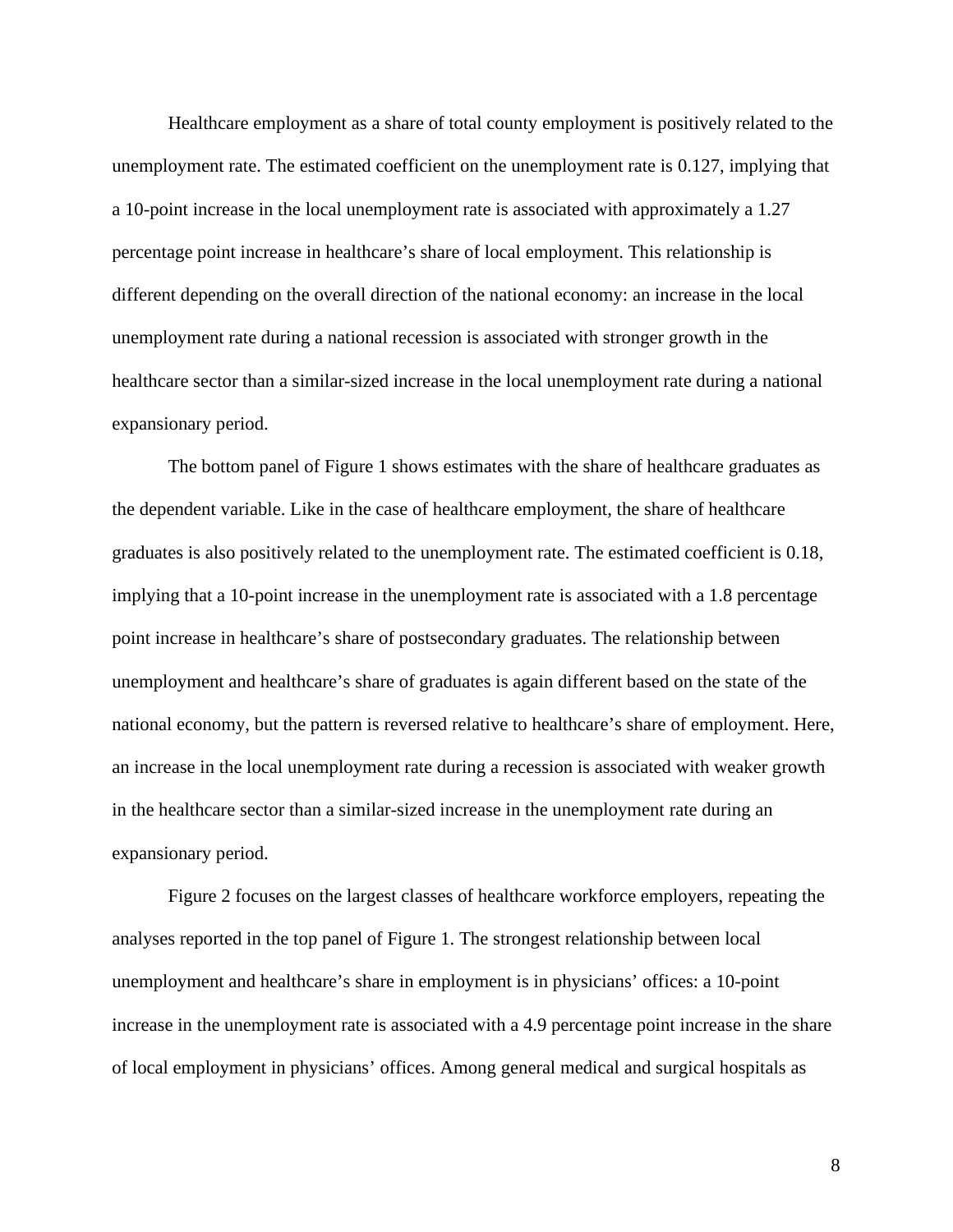Healthcare employment as a share of total county employment is positively related to the unemployment rate. The estimated coefficient on the unemployment rate is 0.127, implying that a 10-point increase in the local unemployment rate is associated with approximately a 1.27 percentage point increase in healthcare's share of local employment. This relationship is different depending on the overall direction of the national economy: an increase in the local unemployment rate during a national recession is associated with stronger growth in the healthcare sector than a similar-sized increase in the local unemployment rate during a national expansionary period.

The bottom panel of Figure 1 shows estimates with the share of healthcare graduates as the dependent variable. Like in the case of healthcare employment, the share of healthcare graduates is also positively related to the unemployment rate. The estimated coefficient is 0.18, implying that a 10-point increase in the unemployment rate is associated with a 1.8 percentage point increase in healthcare's share of postsecondary graduates. The relationship between unemployment and healthcare's share of graduates is again different based on the state of the national economy, but the pattern is reversed relative to healthcare's share of employment. Here, an increase in the local unemployment rate during a recession is associated with weaker growth in the healthcare sector than a similar-sized increase in the unemployment rate during an expansionary period.

Figure 2 focuses on the largest classes of healthcare workforce employers, repeating the analyses reported in the top panel of Figure 1. The strongest relationship between local unemployment and healthcare's share in employment is in physicians' offices: a 10-point increase in the unemployment rate is associated with a 4.9 percentage point increase in the share of local employment in physicians' offices. Among general medical and surgical hospitals as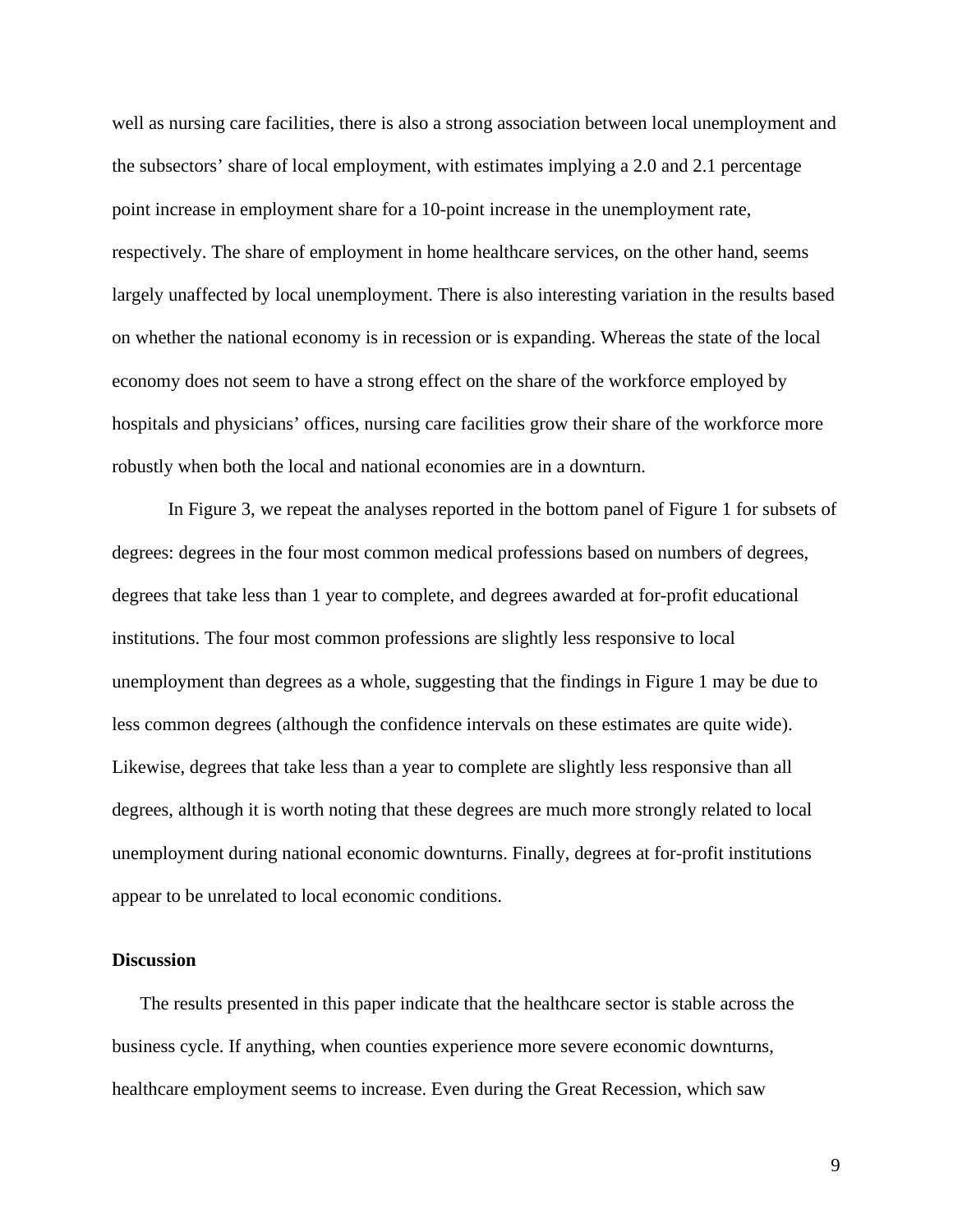well as nursing care facilities, there is also a strong association between local unemployment and the subsectors' share of local employment, with estimates implying a 2.0 and 2.1 percentage point increase in employment share for a 10-point increase in the unemployment rate, respectively. The share of employment in home healthcare services, on the other hand, seems largely unaffected by local unemployment. There is also interesting variation in the results based on whether the national economy is in recession or is expanding. Whereas the state of the local economy does not seem to have a strong effect on the share of the workforce employed by hospitals and physicians' offices, nursing care facilities grow their share of the workforce more robustly when both the local and national economies are in a downturn.

In Figure 3, we repeat the analyses reported in the bottom panel of Figure 1 for subsets of degrees: degrees in the four most common medical professions based on numbers of degrees, degrees that take less than 1 year to complete, and degrees awarded at for-profit educational institutions. The four most common professions are slightly less responsive to local unemployment than degrees as a whole, suggesting that the findings in Figure 1 may be due to less common degrees (although the confidence intervals on these estimates are quite wide). Likewise, degrees that take less than a year to complete are slightly less responsive than all degrees, although it is worth noting that these degrees are much more strongly related to local unemployment during national economic downturns. Finally, degrees at for-profit institutions appear to be unrelated to local economic conditions.

## Discussion

The results presented in this paper indicate that the healthcare sector is stable across the business cycle. If anything, when counties experience more severe economic downturns, healthcare employment seems to increase. Even during the Great Recession, which saw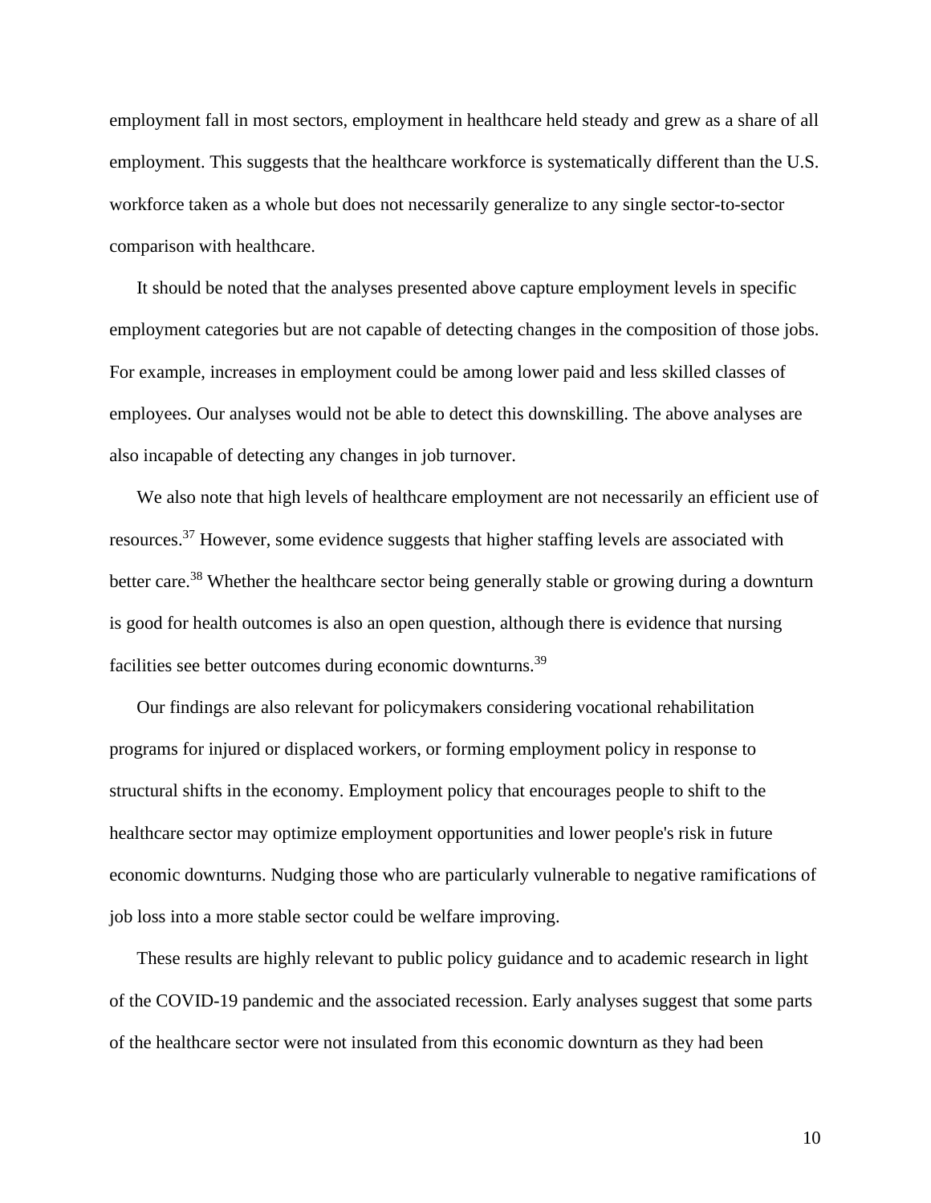employment fall in most sectors, employment in healthcare held steady and grew as a share of all employment. This suggests that the healthcare workforce is systematically different than the U.S. workforce taken as a whole but does not necessarily generalize to any single sector-to-sector comparison with healthcare.

It should be noted that the analyses presented above capture employment levels in specific employment categories but are not capable of detecting changes in the composition of those jobs. For example, increases in employment could be among lower paid and less skilled classes of employees. Our analyses would not be able to detect this downskilling. The above analyses are also incapable of detecting any changes in job turnover.

We also note that high levels of healthcare employment are not necessarily an efficient use of resources.[37] However, some evidence suggests that higher staffing levels are associated with better care.[38] Whether the healthcare sector being generally stable or growing during a downturn is good for health outcomes is also an open question, although there is evidence that nursing facilities see better outcomes during economic downturns.[39]

Our findings are also relevant for policymakers considering vocational rehabilitation programs for injured or displaced workers, or forming employment policy in response to structural shifts in the economy. Employment policy that encourages people to shift to the healthcare sector may optimize employment opportunities and lower people's risk in future economic downturns. Nudging those who are particularly vulnerable to negative ramifications of job loss into a more stable sector could be welfare improving.

These results are highly relevant to public policy guidance and to academic research in light of the COVID-19 pandemic and the associated recession. Early analyses suggest that some parts of the healthcare sector were not insulated from this economic downturn as they had been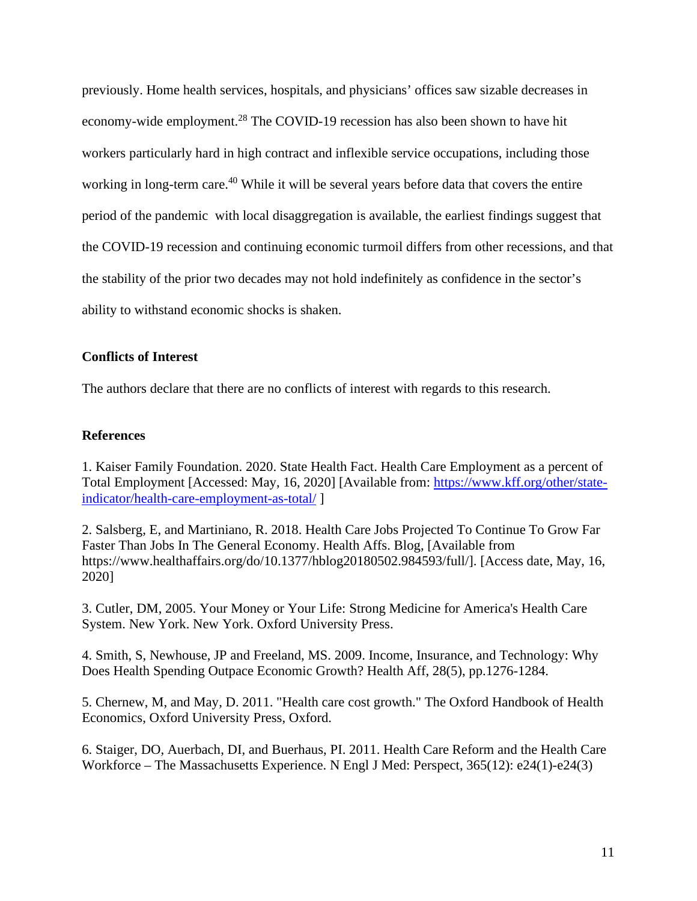previously. Home health services, hospitals, and physicians' offices saw sizable decreases in economy-wide employment.[28] The COVID-19 recession has also been shown to have hit workers particularly hard in high contract and inflexible service occupations, including those working in long-term care.[40] While it will be several years before data that covers the entire period of the pandemic with local disaggregation is available, the earliest findings suggest that the COVID-19 recession and continuing economic turmoil differs from other recessions, and that the stability of the prior two decades may not hold indefinitely as confidence in the sector's ability to withstand economic shocks is shaken.

**Conflicts of Interest**

The authors declare that there are no conflicts of interest with regards to this research.

**References**

1. Kaiser Family Foundation. 2020. State Health Fact. Health Care Employment as a percent of Total Employment [Accessed: May, 16, 2020] [Available from: https://www.kff.org/other/state-indicator/health-care-employment-as-total/ ]

2. Salsberg, E, and Martiniano, R. 2018. Health Care Jobs Projected To Continue To Grow Far Faster Than Jobs In The General Economy. Health Affs. Blog, [Available from https://www.healthaffairs.org/do/10.1377/hblog20180502.984593/full/]. [Access date, May, 16, 2020]

3. Cutler, DM, 2005. Your Money or Your Life: Strong Medicine for America's Health Care System. New York. New York. Oxford University Press.

4. Smith, S, Newhouse, JP and Freeland, MS. 2009. Income, Insurance, and Technology: Why Does Health Spending Outpace Economic Growth? Health Aff, 28(5), pp.1276-1284.

5. Chernew, M, and May, D. 2011. "Health care cost growth." The Oxford Handbook of Health Economics, Oxford University Press, Oxford.

6. Staiger, DO, Auerbach, DI, and Buerhaus, PI. 2011. Health Care Reform and the Health Care Workforce – The Massachusetts Experience. N Engl J Med: Perspect, 365(12): e24(1)-e24(3)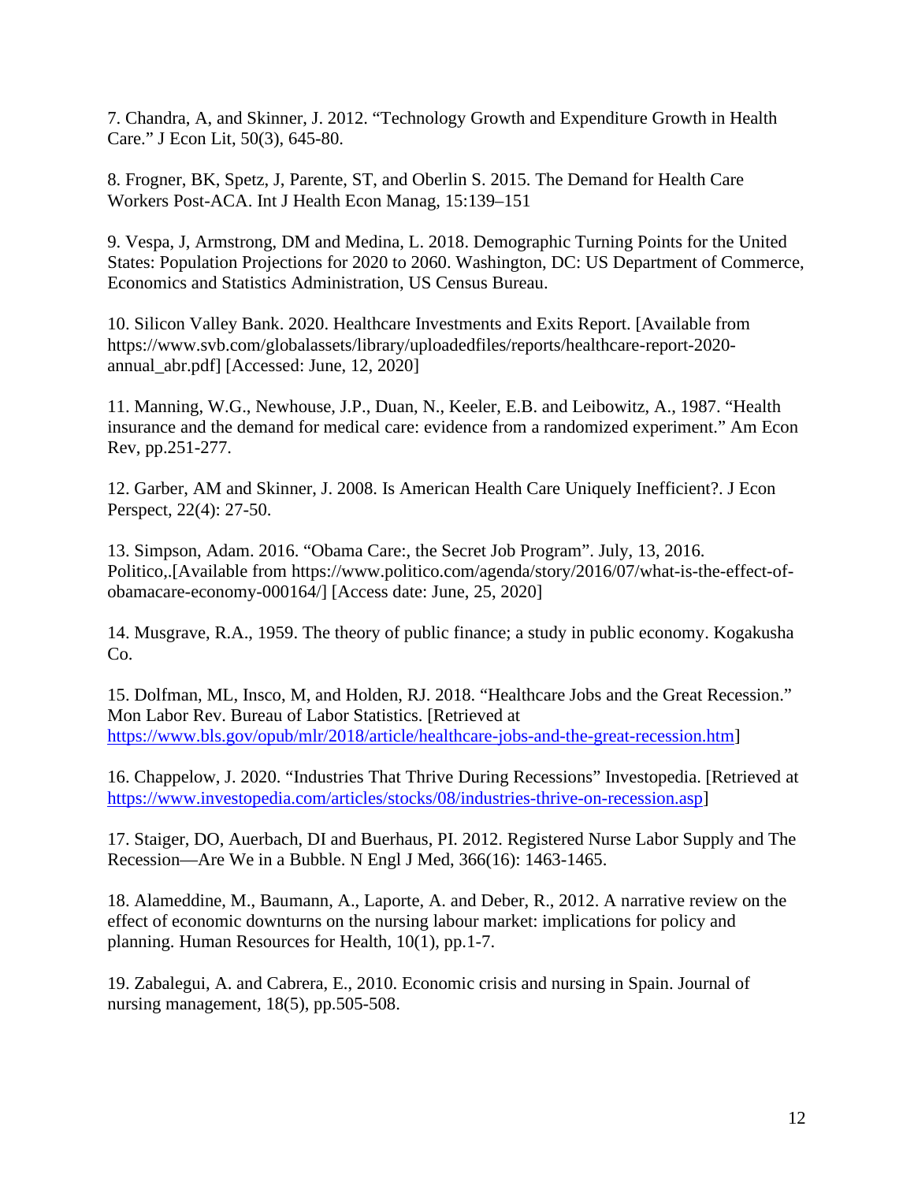7. Chandra, A, and Skinner, J. 2012. “Technology Growth and Expenditure Growth in Health Care.” J Econ Lit, 50(3), 645-80.

8. Frogner, BK, Spetz, J, Parente, ST, and Oberlin S. 2015. The Demand for Health Care Workers Post-ACA. Int J Health Econ Manag, 15:139–151

9. Vespa, J, Armstrong, DM and Medina, L. 2018. Demographic Turning Points for the United States: Population Projections for 2020 to 2060. Washington, DC: US Department of Commerce, Economics and Statistics Administration, US Census Bureau.

10. Silicon Valley Bank. 2020. Healthcare Investments and Exits Report. [Available from https://www.svb.com/globalassets/library/uploadedfiles/reports/healthcare-report-2020-annual_abr.pdf] [Accessed: June, 12, 2020]

11. Manning, W.G., Newhouse, J.P., Duan, N., Keeler, E.B. and Leibowitz, A., 1987. “Health insurance and the demand for medical care: evidence from a randomized experiment.” Am Econ Rev, pp.251-277.

12. Garber, AM and Skinner, J. 2008. Is American Health Care Uniquely Inefficient?. J Econ Perspect, 22(4): 27-50.

13. Simpson, Adam. 2016. “Obama Care:, the Secret Job Program”. July, 13, 2016. Politico,.[Available from https://www.politico.com/agenda/story/2016/07/what-is-the-effect-of-obamacare-economy-000164/] [Access date: June, 25, 2020]

14. Musgrave, R.A., 1959. The theory of public finance; a study in public economy. Kogakusha Co.

15. Dolfman, ML, Insco, M, and Holden, RJ. 2018. “Healthcare Jobs and the Great Recession.” Mon Labor Rev. Bureau of Labor Statistics. [Retrieved at https://www.bls.gov/opub/mlr/2018/article/healthcare-jobs-and-the-great-recession.htm]

16. Chappelow, J. 2020. “Industries That Thrive During Recessions” Investopedia. [Retrieved at https://www.investopedia.com/articles/stocks/08/industries-thrive-on-recession.asp]

17. Staiger, DO, Auerbach, DI and Buerhaus, PI. 2012. Registered Nurse Labor Supply and The Recession—Are We in a Bubble. N Engl J Med, 366(16): 1463-1465.

18. Alameddine, M., Baumann, A., Laporte, A. and Deber, R., 2012. A narrative review on the effect of economic downturns on the nursing labour market: implications for policy and planning. Human Resources for Health, 10(1), pp.1-7.

19. Zabalegui, A. and Cabrera, E., 2010. Economic crisis and nursing in Spain. Journal of nursing management, 18(5), pp.505-508.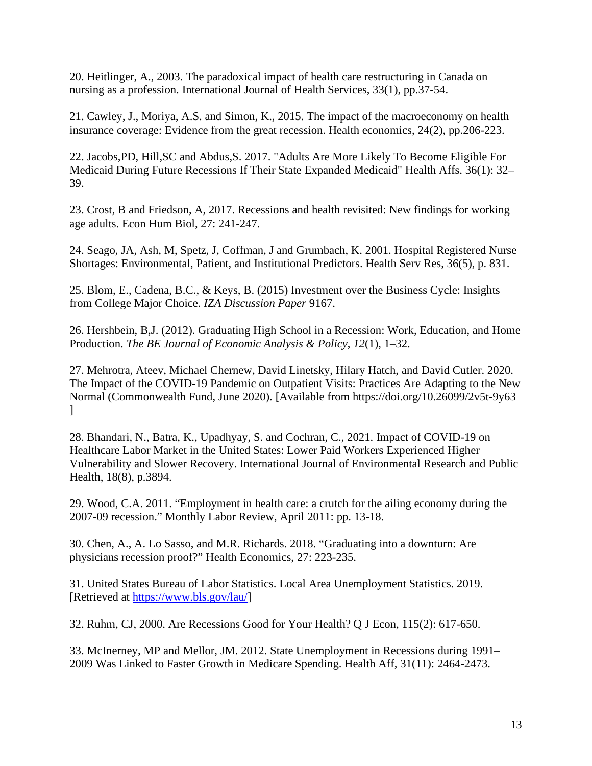20. Heitlinger, A., 2003. The paradoxical impact of health care restructuring in Canada on nursing as a profession. International Journal of Health Services, 33(1), pp.37-54.

21. Cawley, J., Moriya, A.S. and Simon, K., 2015. The impact of the macroeconomy on health insurance coverage: Evidence from the great recession. Health economics, 24(2), pp.206-223.

22. Jacobs,PD, Hill,SC and Abdus,S. 2017. "Adults Are More Likely To Become Eligible For Medicaid During Future Recessions If Their State Expanded Medicaid" Health Affs. 36(1): 32–39.

23. Crost, B and Friedson, A, 2017. Recessions and health revisited: New findings for working age adults. Econ Hum Biol, 27: 241-247.

24. Seago, JA, Ash, M, Spetz, J, Coffman, J and Grumbach, K. 2001. Hospital Registered Nurse Shortages: Environmental, Patient, and Institutional Predictors. Health Serv Res, 36(5), p. 831.

25. Blom, E., Cadena, B.C., & Keys, B. (2015) Investment over the Business Cycle: Insights from College Major Choice. *IZA Discussion Paper* 9167.

26. Hershbein, B,J. (2012). Graduating High School in a Recession: Work, Education, and Home Production. *The BE Journal of Economic Analysis & Policy*, *12*(1), 1–32.

27. Mehrotra, Ateev, Michael Chernew, David Linetsky, Hilary Hatch, and David Cutler. 2020. The Impact of the COVID-19 Pandemic on Outpatient Visits: Practices Are Adapting to the New Normal (Commonwealth Fund, June 2020). [Available from https://doi.org/10.26099/2v5t-9y63 ]

28. Bhandari, N., Batra, K., Upadhyay, S. and Cochran, C., 2021. Impact of COVID-19 on Healthcare Labor Market in the United States: Lower Paid Workers Experienced Higher Vulnerability and Slower Recovery. International Journal of Environmental Research and Public Health, 18(8), p.3894.

29. Wood, C.A. 2011. "Employment in health care: a crutch for the ailing economy during the 2007-09 recession." Monthly Labor Review, April 2011: pp. 13-18.

30. Chen, A., A. Lo Sasso, and M.R. Richards. 2018. "Graduating into a downturn: Are physicians recession proof?" Health Economics, 27: 223-235.

31. United States Bureau of Labor Statistics. Local Area Unemployment Statistics. 2019. [Retrieved at https://www.bls.gov/lau/]

32. Ruhm, CJ, 2000. Are Recessions Good for Your Health? Q J Econ, 115(2): 617-650.

33. McInerney, MP and Mellor, JM. 2012. State Unemployment in Recessions during 1991–2009 Was Linked to Faster Growth in Medicare Spending. Health Aff, 31(11): 2464-2473.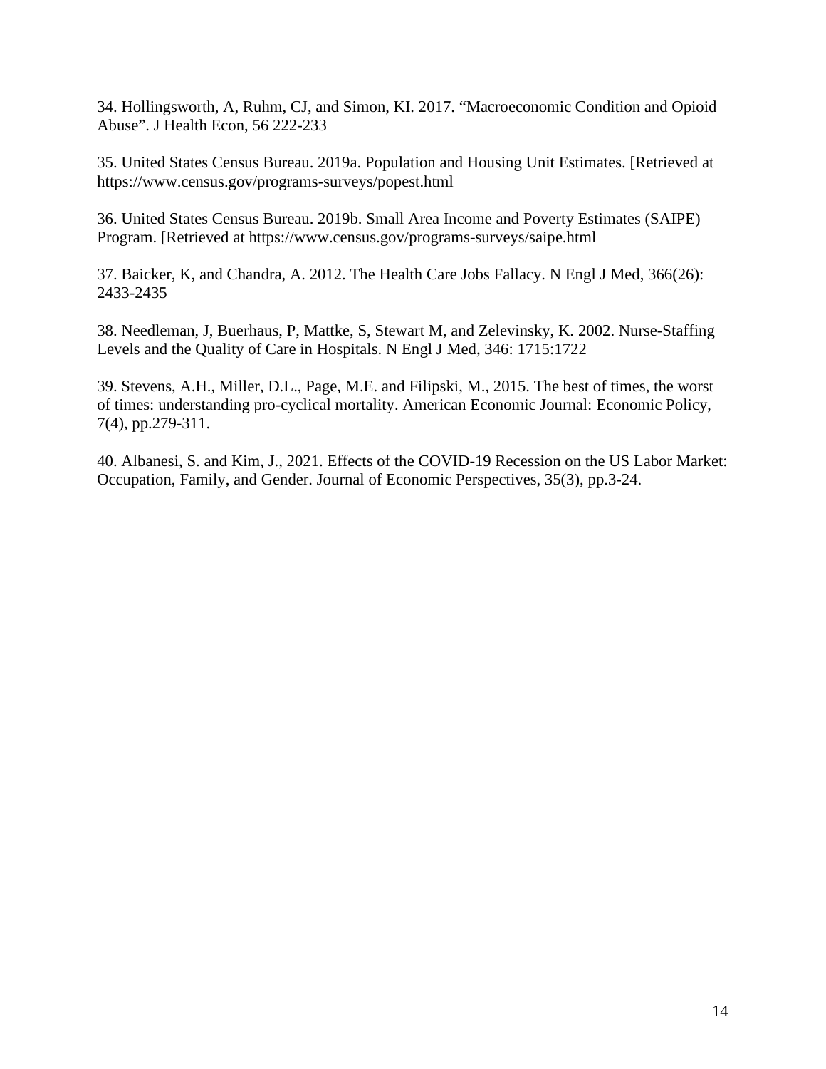34. Hollingsworth, A, Ruhm, CJ, and Simon, KI. 2017. "Macroeconomic Condition and Opioid Abuse". J Health Econ, 56 222-233

35. United States Census Bureau. 2019a. Population and Housing Unit Estimates. [Retrieved at https://www.census.gov/programs-surveys/popest.html

36. United States Census Bureau. 2019b. Small Area Income and Poverty Estimates (SAIPE) Program. [Retrieved at https://www.census.gov/programs-surveys/saipe.html

37. Baicker, K, and Chandra, A. 2012. The Health Care Jobs Fallacy. N Engl J Med, 366(26): 2433-2435

38. Needleman, J, Buerhaus, P, Mattke, S, Stewart M, and Zelevinsky, K. 2002. Nurse-Staffing Levels and the Quality of Care in Hospitals. N Engl J Med, 346: 1715:1722

39. Stevens, A.H., Miller, D.L., Page, M.E. and Filipski, M., 2015. The best of times, the worst of times: understanding pro-cyclical mortality. American Economic Journal: Economic Policy, 7(4), pp.279-311.

40. Albanesi, S. and Kim, J., 2021. Effects of the COVID-19 Recession on the US Labor Market: Occupation, Family, and Gender. Journal of Economic Perspectives, 35(3), pp.3-24.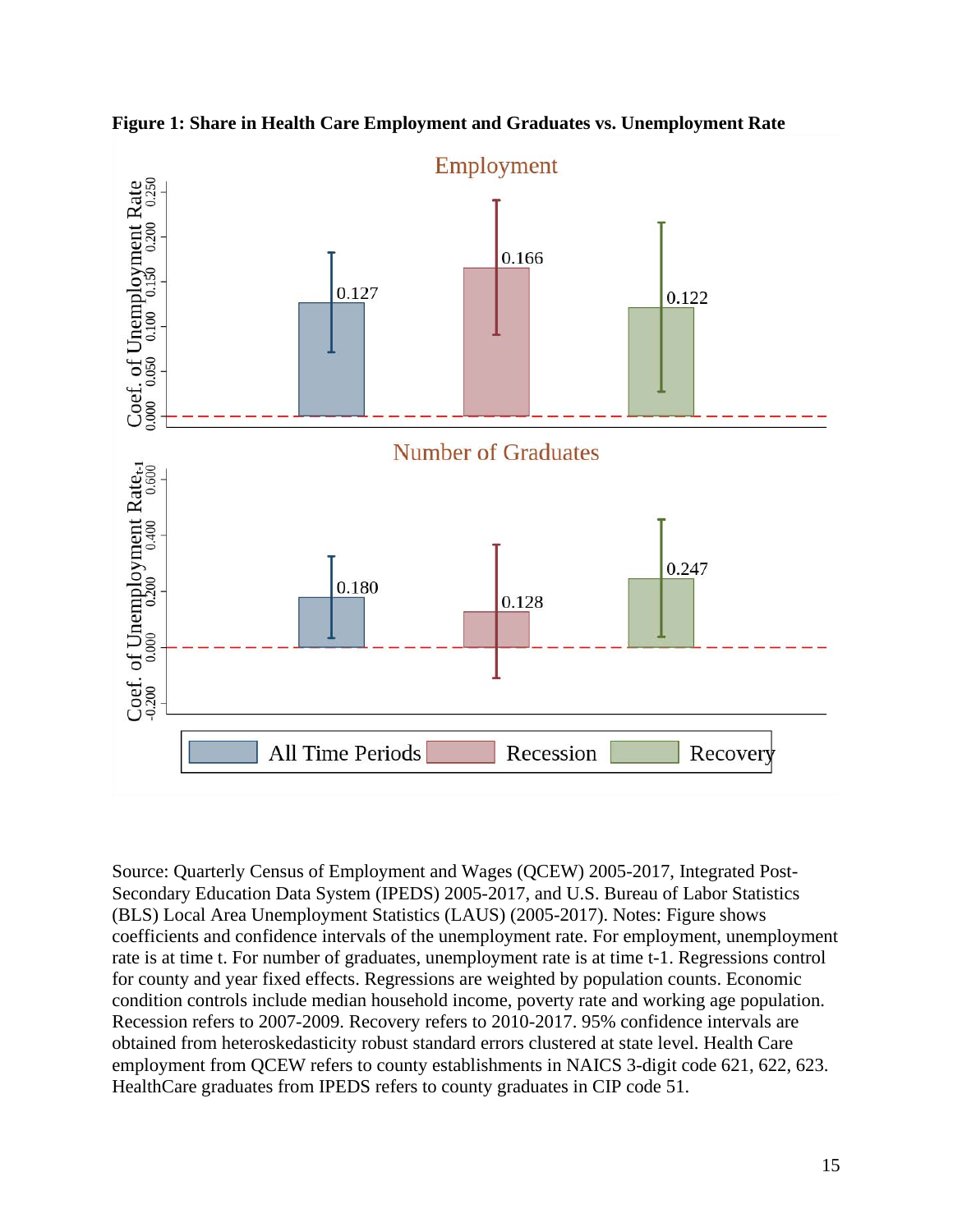**Figure 1: Share in Health Care Employment and Graduates vs. Unemployment Rate**

Source: Quarterly Census of Employment and Wages (QCEW) 2005-2017, Integrated Post-Secondary Education Data System (IPEDS) 2005-2017, and U.S. Bureau of Labor Statistics (BLS) Local Area Unemployment Statistics (LAUS) (2005-2017). Notes: Figure shows coefficients and confidence intervals of the unemployment rate. For employment, unemployment rate is at time t. For number of graduates, unemployment rate is at time t-1. Regressions control for county and year fixed effects. Regressions are weighted by population counts. Economic condition controls include median household income, poverty rate and working age population. Recession refers to 2007-2009. Recovery refers to 2010-2017. 95% confidence intervals are obtained from heteroskedasticity robust standard errors clustered at state level. Health Care employment from QCEW refers to county establishments in NAICS 3-digit code 621, 622, 623. HealthCare graduates from IPEDS refers to county graduates in CIP code 51.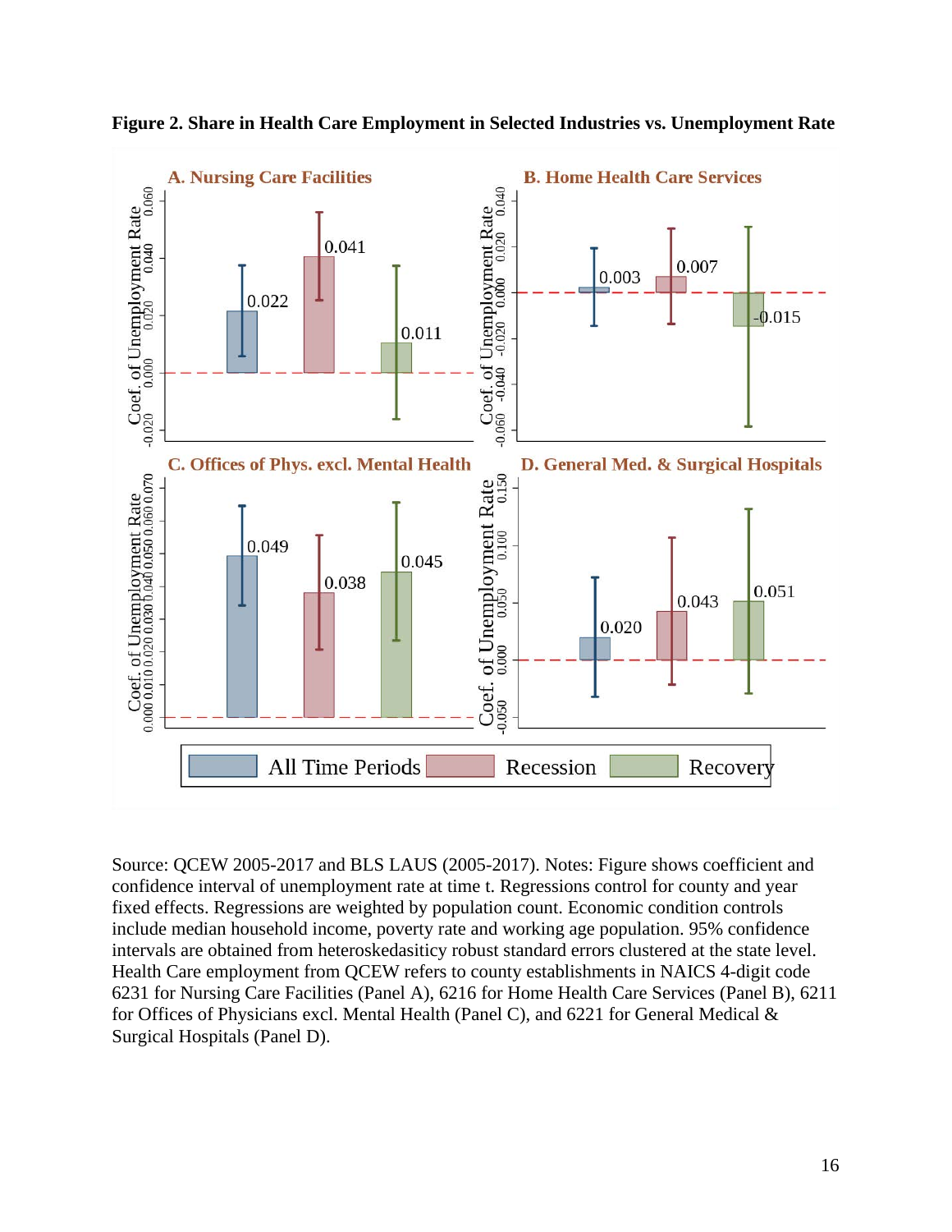**Figure 2. Share in Health Care Employment in Selected Industries vs. Unemployment Rate**

Source: QCEW 2005-2017 and BLS LAUS (2005-2017). Notes: Figure shows coefficient and confidence interval of unemployment rate at time t. Regressions control for county and year fixed effects. Regressions are weighted by population count. Economic condition controls include median household income, poverty rate and working age population. 95% confidence intervals are obtained from heteroskedasiticy robust standard errors clustered at the state level. Health Care employment from QCEW refers to county establishments in NAICS 4-digit code 6231 for Nursing Care Facilities (Panel A), 6216 for Home Health Care Services (Panel B), 6211 for Offices of Physicians excl. Mental Health (Panel C), and 6221 for General Medical & Surgical Hospitals (Panel D).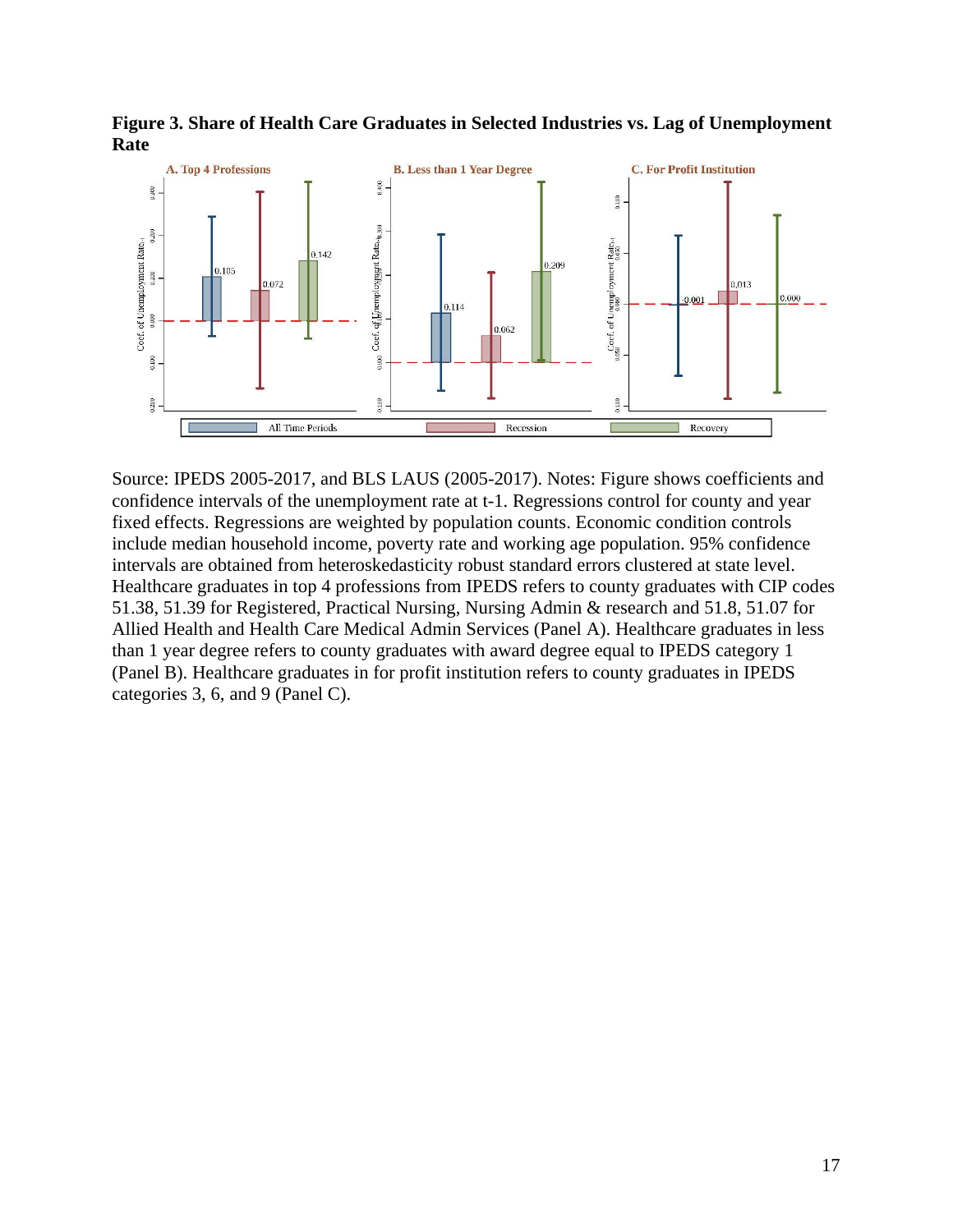**Figure 3. Share of Health Care Graduates in Selected Industries vs. Lag of Unemployment Rate**

A. Top 4 Professions

0.105

0.072

0.142

B. Less than 1 Year Degree

0.114

0.062

0.209

C. For Profit Institution

-0.001

0.013

0.000

Coef. of Unemployment Rate$_{t-1}$

All Time Periods

Recession

Recovery

Source: IPEDS 2005-2017, and BLS LAUS (2005-2017). Notes: Figure shows coefficients and confidence intervals of the unemployment rate at t-1. Regressions control for county and year fixed effects. Regressions are weighted by population counts. Economic condition controls include median household income, poverty rate and working age population. 95% confidence intervals are obtained from heteroskedasticity robust standard errors clustered at state level. Healthcare graduates in top 4 professions from IPEDS refers to county graduates with CIP codes 51.38, 51.39 for Registered, Practical Nursing, Nursing Admin & research and 51.8, 51.07 for Allied Health and Health Care Medical Admin Services (Panel A). Healthcare graduates in less than 1 year degree refers to county graduates with award degree equal to IPEDS category 1 (Panel B). Healthcare graduates in for profit institution refers to county graduates in IPEDS categories 3, 6, and 9 (Panel C).